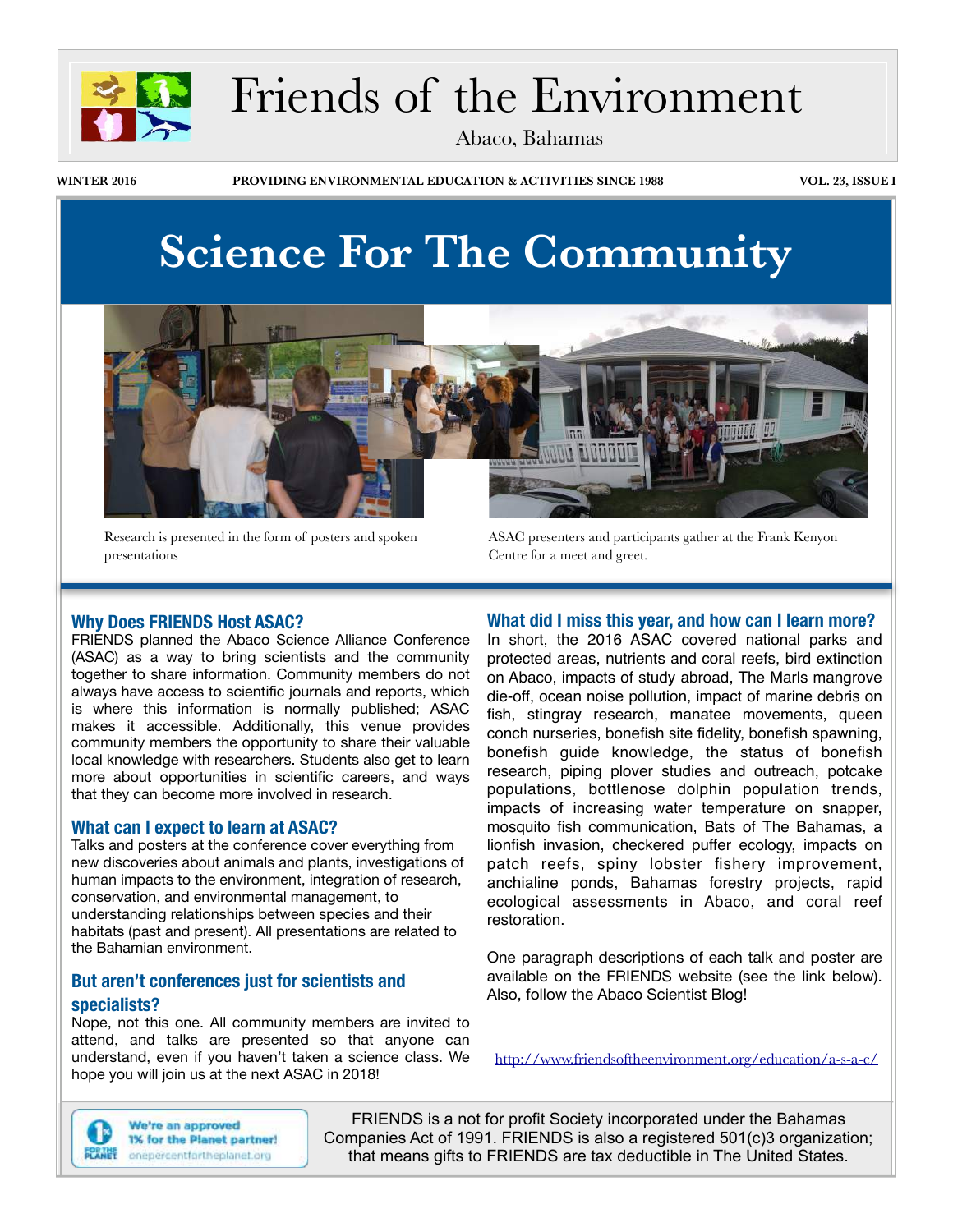# Friends of the Environment

Abaco, Bahamas

WINTER 2016 — PROVIDING ENVIRONMENTAL EDUCATION & ACTIVITIES SINCE 1988 — VOL. 23, ISSUE I

## Science For The Community

Research is presented in the form of posters and spoken presentations

ASAC presenters and participants gather at the Frank Kenyon Centre for a meet and greet.

### Why Does FRIENDS Host ASAC?

FRIENDS planned the Abaco Science Alliance Conference (ASAC) as a way to bring scientists and the community together to share information. Community members do not always have access to scientific journals and reports, which is where this information is normally published; ASAC makes it accessible. Additionally, this venue provides community members the opportunity to share their valuable local knowledge with researchers. Students also get to learn more about opportunities in scientific careers, and ways that they can become more involved in research.

### What can I expect to learn at ASAC?

Talks and posters at the conference cover everything from new discoveries about animals and plants, investigations of human impacts to the environment, integration of research, conservation, and environmental management, to understanding relationships between species and their habitats (past and present). All presentations are related to the Bahamian environment.

### But aren't conferences just for scientists and specialists?

Nope, not this one. All community members are invited to attend, and talks are presented so that anyone can understand, even if you haven't taken a science class. We hope you will join us at the next ASAC in 2018!

### What did I miss this year, and how can I learn more?

In short, the 2016 ASAC covered national parks and protected areas, nutrients and coral reefs, bird extinction on Abaco, impacts of study abroad, The Marls mangrove die-off, ocean noise pollution, impact of marine debris on fish, stingray research, manatee movements, queen conch nurseries, bonefish site fidelity, bonefish spawning, bonefish guide knowledge, the status of bonefish research, piping plover studies and outreach, potcake populations, bottlenose dolphin population trends, impacts of increasing water temperature on snapper, mosquito fish communication, Bats of The Bahamas, a lionfish invasion, checkered puffer ecology, impacts on patch reefs, spiny lobster fishery improvement, anchialine ponds, Bahamas forestry projects, rapid ecological assessments in Abaco, and coral reef restoration.

One paragraph descriptions of each talk and poster are available on the FRIENDS website (see the link below). Also, follow the Abaco Scientist Blog!

http://www.friendsoftheenvironment.org/education/a-s-a-c/

We're an approved 1% for the Planet partner! onepercentfortheplanet.org

FRIENDS is a not for profit Society incorporated under the Bahamas Companies Act of 1991. FRIENDS is also a registered 501(c)3 organization; that means gifts to FRIENDS are tax deductible in The United States.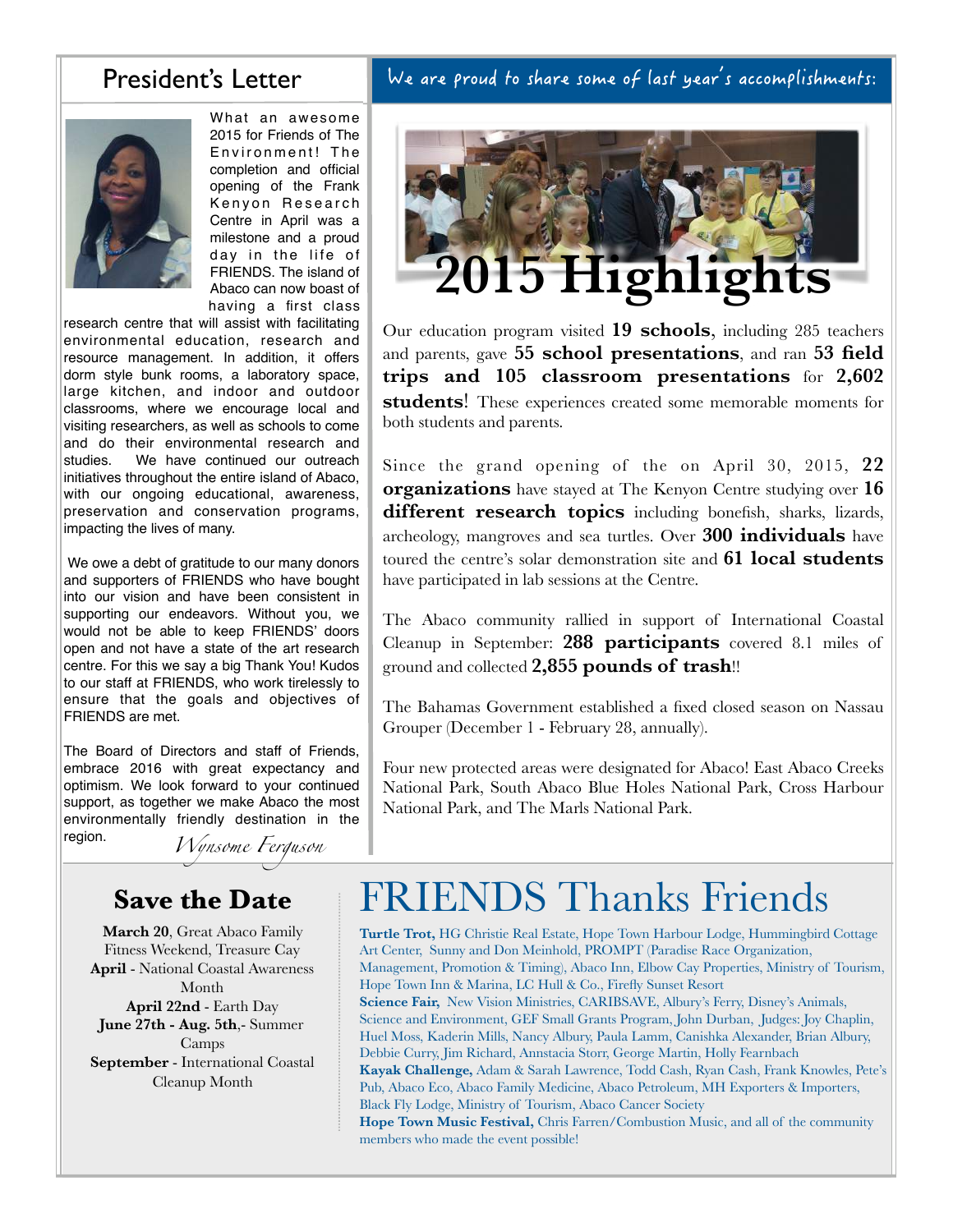## President's Letter

What an awesome 2015 for Friends of The Environment! The completion and official opening of the Frank Kenyon Research Centre in April was a milestone and a proud day in the life of FRIENDS. The island of Abaco can now boast of having a first class research centre that will assist with facilitating environmental education, research and resource management. In addition, it offers dorm style bunk rooms, a laboratory space, large kitchen, and indoor and outdoor classrooms, where we encourage local and visiting researchers, as well as schools to come and do their environmental research and studies. We have continued our outreach initiatives throughout the entire island of Abaco, with our ongoing educational, awareness, preservation and conservation programs, impacting the lives of many.

We owe a debt of gratitude to our many donors and supporters of FRIENDS who have bought into our vision and have been consistent in supporting our endeavors. Without you, we would not be able to keep FRIENDS' doors open and not have a state of the art research centre. For this we say a big Thank You! Kudos to our staff at FRIENDS, who work tirelessly to ensure that the goals and objectives of FRIENDS are met.

The Board of Directors and staff of Friends, embrace 2016 with great expectancy and optimism. We look forward to your continued support, as together we make Abaco the most environmentally friendly destination in the region.

*Wynsome Ferguson*

## We are proud to share some of last year's accomplishments:

# 2015 Highlights

Our education program visited **19 schools**, including 285 teachers and parents, gave **55 school presentations**, and ran **53 field trips and 105 classroom presentations** for **2,602 students**! These experiences created some memorable moments for both students and parents.

Since the grand opening of the on April 30, 2015, **22 organizations** have stayed at The Kenyon Centre studying over **16 different research topics** including bonefish, sharks, lizards, archeology, mangroves and sea turtles. Over **300 individuals** have toured the centre's solar demonstration site and **61 local students** have participated in lab sessions at the Centre.

The Abaco community rallied in support of International Coastal Cleanup in September: **288 participants** covered 8.1 miles of ground and collected **2,855 pounds of trash**!!

The Bahamas Government established a fixed closed season on Nassau Grouper (December 1 - February 28, annually).

Four new protected areas were designated for Abaco! East Abaco Creeks National Park, South Abaco Blue Holes National Park, Cross Harbour National Park, and The Marls National Park.

## Save the Date

**March 20**, Great Abaco Family Fitness Weekend, Treasure Cay
**April** - National Coastal Awareness Month
**April 22nd** - Earth Day
**June 27th - Aug. 5th**,- Summer Camps
**September** - International Coastal Cleanup Month

# FRIENDS Thanks Friends

**Turtle Trot,** HG Christie Real Estate, Hope Town Harbour Lodge, Hummingbird Cottage Art Center, Sunny and Don Meinhold, PROMPT (Paradise Race Organization, Management, Promotion & Timing), Abaco Inn, Elbow Cay Properties, Ministry of Tourism, Hope Town Inn & Marina, LC Hull & Co., Firefly Sunset Resort

**Science Fair,** New Vision Ministries, CARIBSAVE, Albury's Ferry, Disney's Animals, Science and Environment, GEF Small Grants Program, John Durban, Judges: Joy Chaplin, Huel Moss, Kaderin Mills, Nancy Albury, Paula Lamm, Canishka Alexander, Brian Albury, Debbie Curry, Jim Richard, Annstacia Storr, George Martin, Holly Fearnbach

**Kayak Challenge,** Adam & Sarah Lawrence, Todd Cash, Ryan Cash, Frank Knowles, Pete's Pub, Abaco Eco, Abaco Family Medicine, Abaco Petroleum, MH Exporters & Importers, Black Fly Lodge, Ministry of Tourism, Abaco Cancer Society

**Hope Town Music Festival,** Chris Farren/Combustion Music, and all of the community members who made the event possible!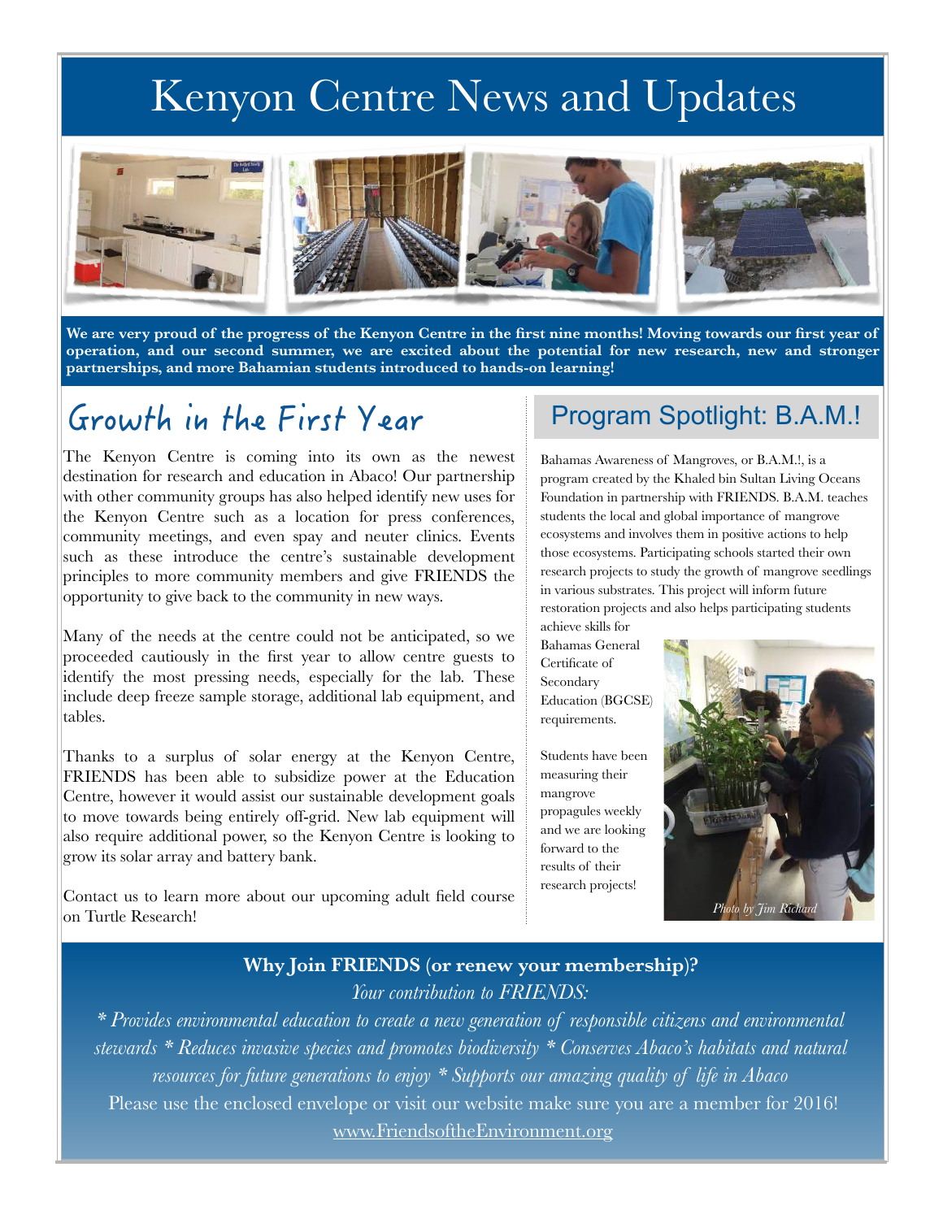# Kenyon Centre News and Updates

**We are very proud of the progress of the Kenyon Centre in the first nine months! Moving towards our first year of operation, and our second summer, we are excited about the potential for new research, new and stronger partnerships, and more Bahamian students introduced to hands-on learning!**

## Growth in the First Year

The Kenyon Centre is coming into its own as the newest destination for research and education in Abaco! Our partnership with other community groups has also helped identify new uses for the Kenyon Centre such as a location for press conferences, community meetings, and even spay and neuter clinics. Events such as these introduce the centre's sustainable development principles to more community members and give FRIENDS the opportunity to give back to the community in new ways.

Many of the needs at the centre could not be anticipated, so we proceeded cautiously in the first year to allow centre guests to identify the most pressing needs, especially for the lab. These include deep freeze sample storage, additional lab equipment, and tables.

Thanks to a surplus of solar energy at the Kenyon Centre, FRIENDS has been able to subsidize power at the Education Centre, however it would assist our sustainable development goals to move towards being entirely off-grid. New lab equipment will also require additional power, so the Kenyon Centre is looking to grow its solar array and battery bank.

Contact us to learn more about our upcoming adult field course on Turtle Research!

## Program Spotlight: B.A.M.!

Bahamas Awareness of Mangroves, or B.A.M.!, is a program created by the Khaled bin Sultan Living Oceans Foundation in partnership with FRIENDS. B.A.M. teaches students the local and global importance of mangrove ecosystems and involves them in positive actions to help those ecosystems. Participating schools started their own research projects to study the growth of mangrove seedlings in various substrates. This project will inform future restoration projects and also helps participating students achieve skills for Bahamas General Certificate of Secondary Education (BGCSE) requirements.

Students have been measuring their mangrove propagules weekly and we are looking forward to the results of their research projects!

*Photo by Jim Richard*

**Why Join FRIENDS (or renew your membership)?**

*Your contribution to FRIENDS:*

*\* Provides environmental education to create a new generation of responsible citizens and environmental stewards \* Reduces invasive species and promotes biodiversity \* Conserves Abaco's habitats and natural resources for future generations to enjoy \* Supports our amazing quality of life in Abaco*

Please use the enclosed envelope or visit our website make sure you are a member for 2016!

www.FriendsoftheEnvironment.org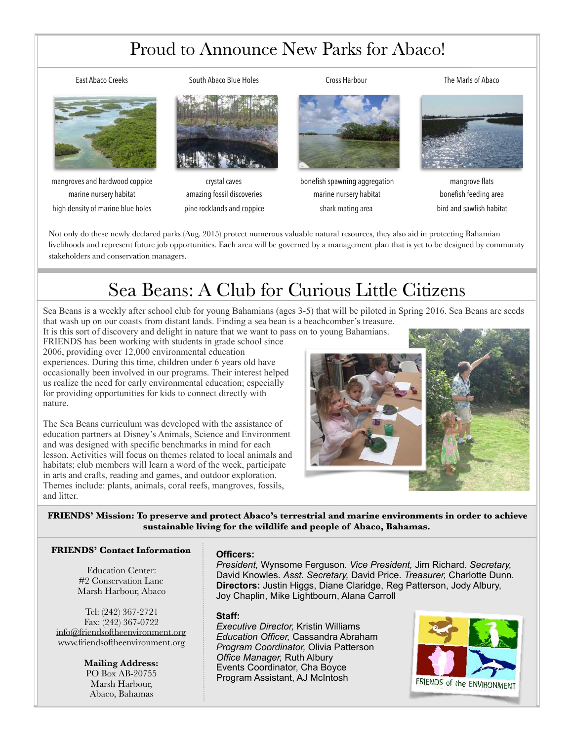# Proud to Announce New Parks for Abaco!

**East Abaco Creeks**

mangroves and hardwood coppice
marine nursery habitat
high density of marine blue holes

**South Abaco Blue Holes**

crystal caves
amazing fossil discoveries
pine rocklands and coppice

**Cross Harbour**

bonefish spawning aggregation
marine nursery habitat
shark mating area

**The Marls of Abaco**

mangrove flats
bonefish feeding area
bird and sawfish habitat

Not only do these newly declared parks (Aug. 2015) protect numerous valuable natural resources, they also aid in protecting Bahamian livelihoods and represent future job opportunities. Each area will be governed by a management plan that is yet to be designed by community stakeholders and conservation managers.

# Sea Beans: A Club for Curious Little Citizens

Sea Beans is a weekly after school club for young Bahamians (ages 3-5) that will be piloted in Spring 2016. Sea Beans are seeds that wash up on our coasts from distant lands. Finding a sea bean is a beachcomber's treasure. It is this sort of discovery and delight in nature that we want to pass on to young Bahamians. FRIENDS has been working with students in grade school since 2006, providing over 12,000 environmental education experiences. During this time, children under 6 years old have occasionally been involved in our programs. Their interest helped us realize the need for early environmental education; especially for providing opportunities for kids to connect directly with nature.

The Sea Beans curriculum was developed with the assistance of education partners at Disney's Animals, Science and Environment and was designed with specific benchmarks in mind for each lesson. Activities will focus on themes related to local animals and habitats; club members will learn a word of the week, participate in arts and crafts, reading and games, and outdoor exploration. Themes include: plants, animals, coral reefs, mangroves, fossils, and litter.

**FRIENDS' Mission: To preserve and protect Abaco's terrestrial and marine environments in order to achieve sustainable living for the wildlife and people of Abaco, Bahamas.**

**FRIENDS' Contact Information**

Education Center:
#2 Conservation Lane
Marsh Harbour, Abaco

Tel: (242) 367-2721
Fax: (242) 367-0722
info@friendsoftheenvironment.org
www.friendsoftheenvironment.org

**Mailing Address:**
PO Box AB-20755
Marsh Harbour,
Abaco, Bahamas

**Officers:**
*President,* Wynsome Ferguson. *Vice President,* Jim Richard. *Secretary,* David Knowles. *Asst. Secretary,* David Price. *Treasurer,* Charlotte Dunn.
**Directors:** Justin Higgs, Diane Claridge, Reg Patterson, Jody Albury, Joy Chaplin, Mike Lightbourn, Alana Carroll

**Staff:**
*Executive Director,* Kristin Williams
*Education Officer,* Cassandra Abraham
*Program Coordinator,* Olivia Patterson
*Office Manager,* Ruth Albury
Events Coordinator, Cha Boyce
Program Assistant, AJ McIntosh

FRIENDS of the ENVIRONMENT